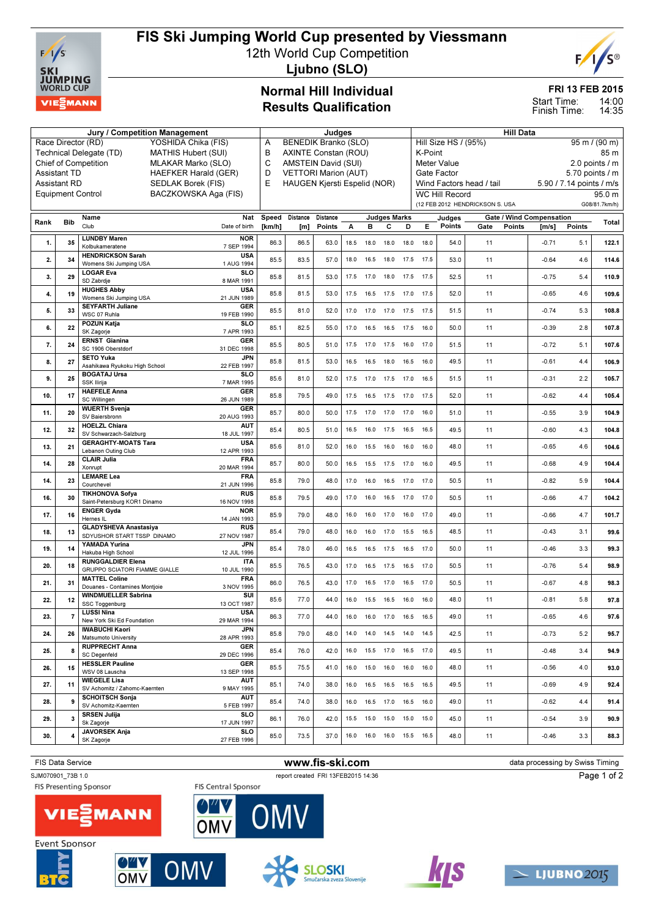# FIS Ski Jumping World Cup presented by Viessmann

12th World Cup Competition

Ljubno (SLO)

## Normal Hill Individual
## Results Qualification

FRI 13 FEB 2015

Start Time: 14:00
Finish Time: 14:35

| Jury / Competition Management | | Judges | | Hill Data | |
|---|---|---|---|---|---|
| Race Director (RD) | YOSHIDA Chika (FIS) | A | BENEDIK Branko (SLO) | Hill Size HS / (95%) | 95 m / (90 m) |
| Technical Delegate (TD) | MATHIS Hubert (SUI) | B | AXINTE Constan (ROU) | K-Point | 85 m |
| Chief of Competition | MLAKAR Marko (SLO) | C | AMSTEIN David (SUI) | Meter Value | 2.0 points / m |
| Assistant TD | HAEFKER Harald (GER) | D | VETTORI Marion (AUT) | Gate Factor | 5.70 points / m |
| Assistant RD | SEDLAK Borek (FIS) | E | HAUGEN Kjersti Espelid (NOR) | Wind Factors head / tail | 5.90 / 7.14 points / m/s |
| Equipment Control | BACZKOWSKA Aga (FIS) | | | WC Hill Record | 95.0 m |
| | | | | (12 FEB 2012 HENDRICKSON S. USA | G08/81.7km/h) |

| Rank | Bib | Name / Club | Nat / Date of birth | Speed [km/h] | Distance [m] | Distance Points | A | B | C | D | E | Judges Points | Gate | Gate Points | Wind [m/s] | Wind Points | Total |
|---|---|---|---|---|---|---|---|---|---|---|---|---|---|---|---|---|---|
| 1. | 35 | LUNDBY Maren / Kolbukameratene | NOR / 7 SEP 1994 | 86.3 | 86.5 | 63.0 | 18.5 | 18.0 | 18.0 | 18.0 | 18.0 | 54.0 | 11 | | -0.71 | 5.1 | 122.1 |
| 2. | 34 | HENDRICKSON Sarah / Womens Ski Jumping USA | USA / 1 AUG 1994 | 85.5 | 83.5 | 57.0 | 18.0 | 16.5 | 18.0 | 17.5 | 17.5 | 53.0 | 11 | | -0.64 | 4.6 | 114.6 |
| 3. | 29 | LOGAR Eva / SD Zabrdje | SLO / 8 MAR 1991 | 85.8 | 81.5 | 53.0 | 17.5 | 17.0 | 18.0 | 17.5 | 17.5 | 52.5 | 11 | | -0.75 | 5.4 | 110.9 |
| 4. | 19 | HUGHES Abby / Womens Ski Jumping USA | USA / 21 JUN 1989 | 85.8 | 81.5 | 53.0 | 17.5 | 16.5 | 17.5 | 17.0 | 17.5 | 52.0 | 11 | | -0.65 | 4.6 | 109.6 |
| 5. | 33 | SEYFARTH Juliane / WSC 07 Ruhla | GER / 19 FEB 1990 | 85.5 | 81.0 | 52.0 | 17.0 | 17.0 | 17.0 | 17.5 | 17.5 | 51.5 | 11 | | -0.74 | 5.3 | 108.8 |
| 6. | 22 | POZUN Katja / SK Zagorje | SLO / 7 APR 1993 | 85.1 | 82.5 | 55.0 | 17.0 | 16.5 | 16.5 | 17.5 | 16.0 | 50.0 | 11 | | -0.39 | 2.8 | 107.8 |
| 7. | 24 | ERNST Gianina / SC 1906 Oberstdorf | GER / 31 DEC 1998 | 85.5 | 80.5 | 51.0 | 17.5 | 17.0 | 17.5 | 16.0 | 17.0 | 51.5 | 11 | | -0.72 | 5.1 | 107.6 |
| 8. | 27 | SETO Yuka / Asahikawa Ryukoku High School | JPN / 22 FEB 1997 | 85.8 | 81.5 | 53.0 | 16.5 | 16.5 | 18.0 | 16.5 | 16.0 | 49.5 | 11 | | -0.61 | 4.4 | 106.9 |
| 9. | 25 | BOGATAJ Ursa / SSK Ilirija | SLO / 7 MAR 1995 | 85.6 | 81.0 | 52.0 | 17.5 | 17.0 | 17.5 | 17.0 | 16.5 | 51.5 | 11 | | -0.31 | 2.2 | 105.7 |
| 10. | 17 | HAEFELE Anna / SC Willingen | GER / 26 JUN 1989 | 85.8 | 79.5 | 49.0 | 17.5 | 16.5 | 17.5 | 17.0 | 17.5 | 52.0 | 11 | | -0.62 | 4.4 | 105.4 |
| 11. | 20 | WUERTH Svenja / SV Baiersbronn | GER / 20 AUG 1993 | 85.7 | 80.0 | 50.0 | 17.5 | 17.0 | 17.0 | 17.0 | 16.0 | 51.0 | 11 | | -0.55 | 3.9 | 104.9 |
| 12. | 32 | HOELZL Chiara / SV Schwarzach-Salzburg | AUT / 18 JUL 1997 | 85.4 | 80.5 | 51.0 | 16.5 | 16.0 | 17.5 | 16.5 | 16.5 | 49.5 | 11 | | -0.60 | 4.3 | 104.8 |
| 13. | 21 | GERAGHTY-MOATS Tara / Lebanon Outing Club | USA / 12 APR 1993 | 85.6 | 81.0 | 52.0 | 16.0 | 15.5 | 16.0 | 16.0 | 16.0 | 48.0 | 11 | | -0.65 | 4.6 | 104.6 |
| 14. | 28 | CLAIR Julia / Xonrupt | FRA / 20 MAR 1994 | 85.7 | 80.0 | 50.0 | 16.5 | 15.5 | 17.5 | 17.0 | 16.0 | 49.5 | 11 | | -0.68 | 4.9 | 104.4 |
| 14. | 23 | LEMARE Lea / Courchevel | FRA / 21 JUN 1996 | 85.8 | 79.0 | 48.0 | 17.0 | 16.0 | 16.5 | 17.0 | 17.0 | 50.5 | 11 | | -0.82 | 5.9 | 104.4 |
| 16. | 30 | TIKHONOVA Sofya / Saint-Petersburg KOR1 Dinamo | RUS / 16 NOV 1998 | 85.8 | 79.5 | 49.0 | 17.0 | 16.0 | 16.5 | 17.0 | 17.0 | 50.5 | 11 | | -0.66 | 4.7 | 104.2 |
| 17. | 16 | ENGER Gyda / Hernes IL | NOR / 14 JAN 1993 | 85.9 | 79.0 | 48.0 | 16.0 | 16.0 | 17.0 | 16.0 | 17.0 | 49.0 | 11 | | -0.66 | 4.7 | 101.7 |
| 18. | 13 | GLADYSHEVA Anastasiya / SDYUSHOR START TSSP DINAMO | RUS / 27 NOV 1987 | 85.4 | 79.0 | 48.0 | 16.0 | 16.0 | 17.0 | 15.5 | 16.5 | 48.5 | 11 | | -0.43 | 3.1 | 99.6 |
| 19. | 14 | YAMADA Yurina / Hakuba High School | JPN / 12 JUL 1996 | 85.4 | 78.0 | 46.0 | 16.5 | 16.5 | 17.5 | 16.5 | 17.0 | 50.0 | 11 | | -0.46 | 3.3 | 99.3 |
| 20. | 18 | RUNGGALDIER Elena / GRUPPO SCIATORI FIAMME GIALLE | ITA / 10 JUL 1990 | 85.5 | 76.5 | 43.0 | 17.0 | 16.5 | 17.5 | 16.5 | 17.0 | 50.5 | 11 | | -0.76 | 5.4 | 98.9 |
| 21. | 31 | MATTEL Coline / Douanes - Contamines Montjoie | FRA / 3 NOV 1995 | 86.0 | 76.5 | 43.0 | 17.0 | 16.5 | 17.0 | 16.5 | 17.0 | 50.5 | 11 | | -0.67 | 4.8 | 98.3 |
| 22. | 12 | WINDMUELLER Sabrina / SSC Toggenburg | SUI / 13 OCT 1987 | 85.6 | 77.0 | 44.0 | 16.0 | 15.5 | 16.5 | 16.0 | 16.0 | 48.0 | 11 | | -0.81 | 5.8 | 97.8 |
| 23. | 7 | LUSSI Nina / New York Ski Ed Foundation | USA / 29 MAR 1994 | 86.3 | 77.0 | 44.0 | 16.0 | 16.0 | 17.0 | 16.5 | 16.5 | 49.0 | 11 | | -0.65 | 4.6 | 97.6 |
| 24. | 26 | IWABUCHI Kaori / Matsumoto University | JPN / 28 APR 1993 | 85.8 | 79.0 | 48.0 | 14.0 | 14.0 | 14.5 | 14.0 | 14.5 | 42.5 | 11 | | -0.73 | 5.2 | 95.7 |
| 25. | 8 | RUPPRECHT Anna / SC Degenfeld | GER / 29 DEC 1996 | 85.4 | 76.0 | 42.0 | 16.0 | 15.5 | 17.0 | 16.5 | 17.0 | 49.5 | 11 | | -0.48 | 3.4 | 94.9 |
| 26. | 15 | HESSLER Pauline / WSV 08 Lauscha | GER / 13 SEP 1998 | 85.5 | 75.5 | 41.0 | 16.0 | 15.0 | 16.0 | 16.0 | 16.0 | 48.0 | 11 | | -0.56 | 4.0 | 93.0 |
| 27. | 11 | WIEGELE Lisa / SV Achomitz / Zahomc-Kaernten | AUT / 9 MAY 1995 | 85.1 | 74.0 | 38.0 | 16.0 | 16.5 | 16.5 | 16.5 | 16.5 | 49.5 | 11 | | -0.69 | 4.9 | 92.4 |
| 28. | 9 | SCHOITSCH Sonja / SV Achomitz-Kaernten | AUT / 5 FEB 1997 | 85.4 | 74.0 | 38.0 | 16.0 | 16.5 | 17.0 | 16.5 | 16.0 | 49.0 | 11 | | -0.62 | 4.4 | 91.4 |
| 29. | 3 | SRSEN Julija / Sk Zagorje | SLO / 17 JUN 1997 | 86.1 | 76.0 | 42.0 | 15.5 | 15.0 | 15.0 | 15.0 | 15.0 | 45.0 | 11 | | -0.54 | 3.9 | 90.9 |
| 30. | 4 | JAVORSEK Anja / SK Zagorje | SLO / 27 FEB 1996 | 85.0 | 73.5 | 37.0 | 16.0 | 16.0 | 16.0 | 15.5 | 16.5 | 48.0 | 11 | | -0.46 | 3.3 | 88.3 |

FIS Data Service | www.fis-ski.com | data processing by Swiss Timing

SJM070901_73B 1.0 | report created FRI 13FEB2015 14:36

FIS Presenting Sponsor | FIS Central Sponsor | Event Sponsor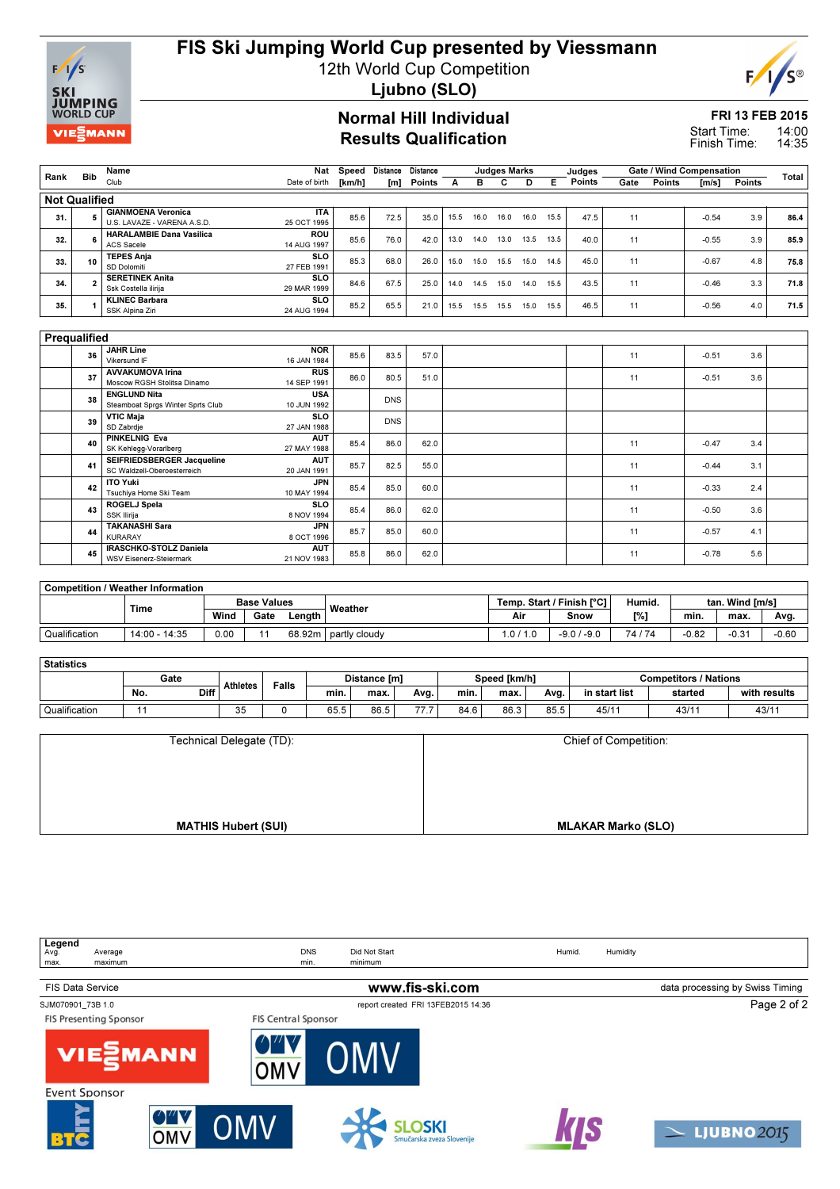# FIS Ski Jumping World Cup presented by Viessmann

12th World Cup Competition

Ljubno (SLO)

## Normal Hill Individual
## Results Qualification

FRI 13 FEB 2015

Start Time: 14:00

Finish Time: 14:35

| Rank | Bib | Name / Club | Nat / Date of birth | Speed [km/h] | Distance [m] | Distance Points | A | B | C | D | E | Judges Points | Gate | Gate Points | Wind [m/s] | Wind Points | Total |
|---|---|---|---|---|---|---|---|---|---|---|---|---|---|---|---|---|---|
| **Not Qualified** | | | | | | | | | | | | | | | | | |
| 31. | 5 | GIANMOENA Veronica<br>U.S. LAVAZE - VARENA A.S.D. | ITA<br>25 OCT 1995 | 85.6 | 72.5 | 35.0 | 15.5 | 16.0 | 16.0 | 16.0 | 15.5 | 47.5 | 11 | | -0.54 | 3.9 | 86.4 |
| 32. | 6 | HARALAMBIE Dana Vasilica<br>ACS Sacele | ROU<br>14 AUG 1997 | 85.6 | 76.0 | 42.0 | 13.0 | 14.0 | 13.0 | 13.5 | 13.5 | 40.0 | 11 | | -0.55 | 3.9 | 85.9 |
| 33. | 10 | TEPES Anja<br>SD Dolomiti | SLO<br>27 FEB 1991 | 85.3 | 68.0 | 26.0 | 15.0 | 15.0 | 15.5 | 15.0 | 14.5 | 45.0 | 11 | | -0.67 | 4.8 | 75.8 |
| 34. | 2 | SERETINEK Anita<br>Ssk Costella ilirija | SLO<br>29 MAR 1999 | 84.6 | 67.5 | 25.0 | 14.0 | 14.5 | 15.0 | 14.0 | 15.5 | 43.5 | 11 | | -0.46 | 3.3 | 71.8 |
| 35. | 1 | KLINEC Barbara<br>SSK Alpina Ziri | SLO<br>24 AUG 1994 | 85.2 | 65.5 | 21.0 | 15.5 | 15.5 | 15.5 | 15.0 | 15.5 | 46.5 | 11 | | -0.56 | 4.0 | 71.5 |
| **Prequalified** | | | | | | | | | | | | | | | | | |
| | 36 | JAHR Line<br>Vikersund IF | NOR<br>16 JAN 1984 | 85.6 | 83.5 | 57.0 | | | | | | | 11 | | -0.51 | 3.6 | |
| | 37 | AVVAKUMOVA Irina<br>Moscow RGSH Stolitsa Dinamo | RUS<br>14 SEP 1991 | 86.0 | 80.5 | 51.0 | | | | | | | 11 | | -0.51 | 3.6 | |
| | 38 | ENGLUND Nita<br>Steamboat Sprgs Winter Sprts Club | USA<br>10 JUN 1992 | | DNS | | | | | | | | | | | | |
| | 39 | VTIC Maja<br>SD Zabrdje | SLO<br>27 JAN 1988 | | DNS | | | | | | | | | | | | |
| | 40 | PINKELNIG Eva<br>SK Kehlegg-Vorarlberg | AUT<br>27 MAY 1988 | 85.4 | 86.0 | 62.0 | | | | | | | 11 | | -0.47 | 3.4 | |
| | 41 | SEIFRIEDSBERGER Jacqueline<br>SC Waldzell-Oberoesterreich | AUT<br>20 JAN 1991 | 85.7 | 82.5 | 55.0 | | | | | | | 11 | | -0.44 | 3.1 | |
| | 42 | ITO Yuki<br>Tsuchiya Home Ski Team | JPN<br>10 MAY 1994 | 85.4 | 85.0 | 60.0 | | | | | | | 11 | | -0.33 | 2.4 | |
| | 43 | ROGELJ Spela<br>SSK Ilirija | SLO<br>8 NOV 1994 | 85.4 | 86.0 | 62.0 | | | | | | | 11 | | -0.50 | 3.6 | |
| | 44 | TAKANASHI Sara<br>KURARAY | JPN<br>8 OCT 1996 | 85.7 | 85.0 | 60.0 | | | | | | | 11 | | -0.57 | 4.1 | |
| | 45 | IRASCHKO-STOLZ Daniela<br>WSV Eisenerz-Steiermark | AUT<br>21 NOV 1983 | 85.8 | 86.0 | 62.0 | | | | | | | 11 | | -0.78 | 5.6 | |

### Competition / Weather Information

| | Time | Base Values | | | Weather | Temp. Start / Finish [°C] | | Humid. | tan. Wind [m/s] | | |
|---|---|---|---|---|---|---|---|---|---|---|---|
| | | Wind | Gate | Length | | Air | Snow | [%] | min. | max. | Avg. |
| Qualification | 14:00 - 14:35 | 0.00 | 11 | 68.92m | partly cloudy | 1.0 / 1.0 | -9.0 / -9.0 | 74 / 74 | -0.82 | -0.31 | -0.60 |

### Statistics

| | Gate | | Athletes | Falls | Distance [m] | | | Speed [km/h] | | | Competitors / Nations | | |
|---|---|---|---|---|---|---|---|---|---|---|---|---|---|
| | No. | Diff | | | min. | max. | Avg. | min. | max. | Avg. | in start list | started | with results |
| Qualification | 11 | | 35 | 0 | 65.5 | 86.5 | 77.7 | 84.6 | 86.3 | 85.5 | 45/11 | 43/11 | 43/11 |

| Technical Delegate (TD): | Chief of Competition: |
|---|---|
| **MATHIS Hubert (SUI)** | **MLAKAR Marko (SLO)** |

**Legend**

| | | | | | |
|---|---|---|---|---|---|
| Avg. | Average | DNS | Did Not Start | Humid. | Humidity |
| max. | maximum | min. | minimum | | |

FIS Data Service — www.fis-ski.com — data processing by Swiss Timing

SJM070901_73B 1.0 — report created FRI 13FEB2015 14:36

FIS Presenting Sponsor — FIS Central Sponsor — Event Sponsor